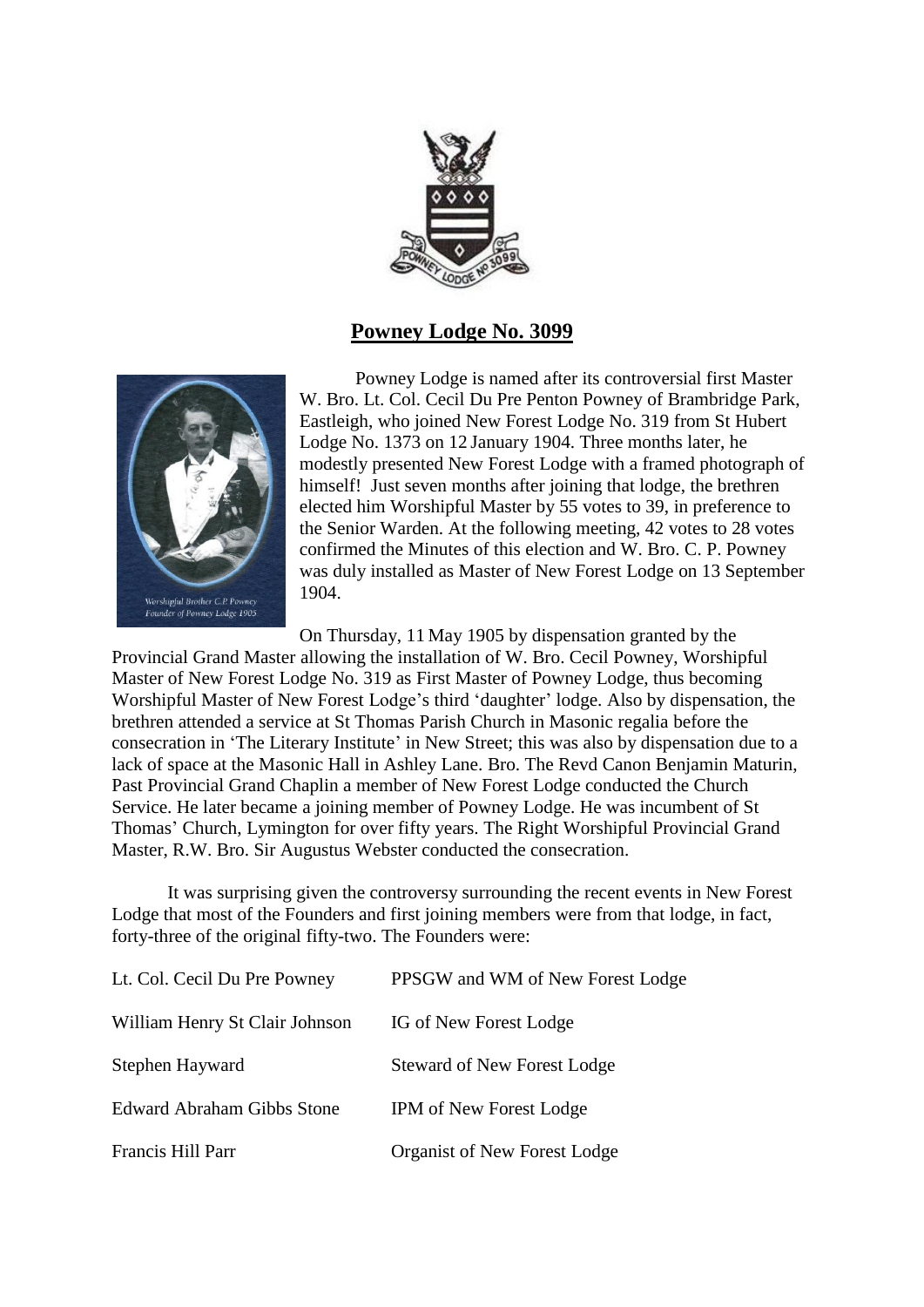## Powney Lodge No. 3099

Powney Lodge is named after its controversial first Master W. Bro. Lt. Col. Cecil Du Pre Penton Powney of Brambridge Park, Eastleigh, who joined New Forest Lodge No. 319 from St Hubert Lodge No. 1373 on 12 January 1904. Three months later, he modestly presented New Forest Lodge with a framed photograph of himself! Just seven months after joining that lodge, the brethren elected him Worshipful Master by 55 votes to 39, in preference to the Senior Warden. At the following meeting, 42 votes to 28 votes confirmed the Minutes of this election and W. Bro. C. P. Powney was duly installed as Master of New Forest Lodge on 13 September 1904.

Worshipful Brother C.P. Powney Founder of Powney Lodge 1905

On Thursday, 11 May 1905 by dispensation granted by the Provincial Grand Master allowing the installation of W. Bro. Cecil Powney, Worshipful Master of New Forest Lodge No. 319 as First Master of Powney Lodge, thus becoming Worshipful Master of New Forest Lodge's third 'daughter' lodge. Also by dispensation, the brethren attended a service at St Thomas Parish Church in Masonic regalia before the consecration in 'The Literary Institute' in New Street; this was also by dispensation due to a lack of space at the Masonic Hall in Ashley Lane. Bro. The Revd Canon Benjamin Maturin, Past Provincial Grand Chaplin a member of New Forest Lodge conducted the Church Service. He later became a joining member of Powney Lodge. He was incumbent of St Thomas' Church, Lymington for over fifty years. The Right Worshipful Provincial Grand Master, R.W. Bro. Sir Augustus Webster conducted the consecration.

It was surprising given the controversy surrounding the recent events in New Forest Lodge that most of the Founders and first joining members were from that lodge, in fact, forty-three of the original fifty-two. The Founders were:

| | |
|---|---|
| Lt. Col. Cecil Du Pre Powney | PPSGW and WM of New Forest Lodge |
| William Henry St Clair Johnson | IG of New Forest Lodge |
| Stephen Hayward | Steward of New Forest Lodge |
| Edward Abraham Gibbs Stone | IPM of New Forest Lodge |
| Francis Hill Parr | Organist of New Forest Lodge |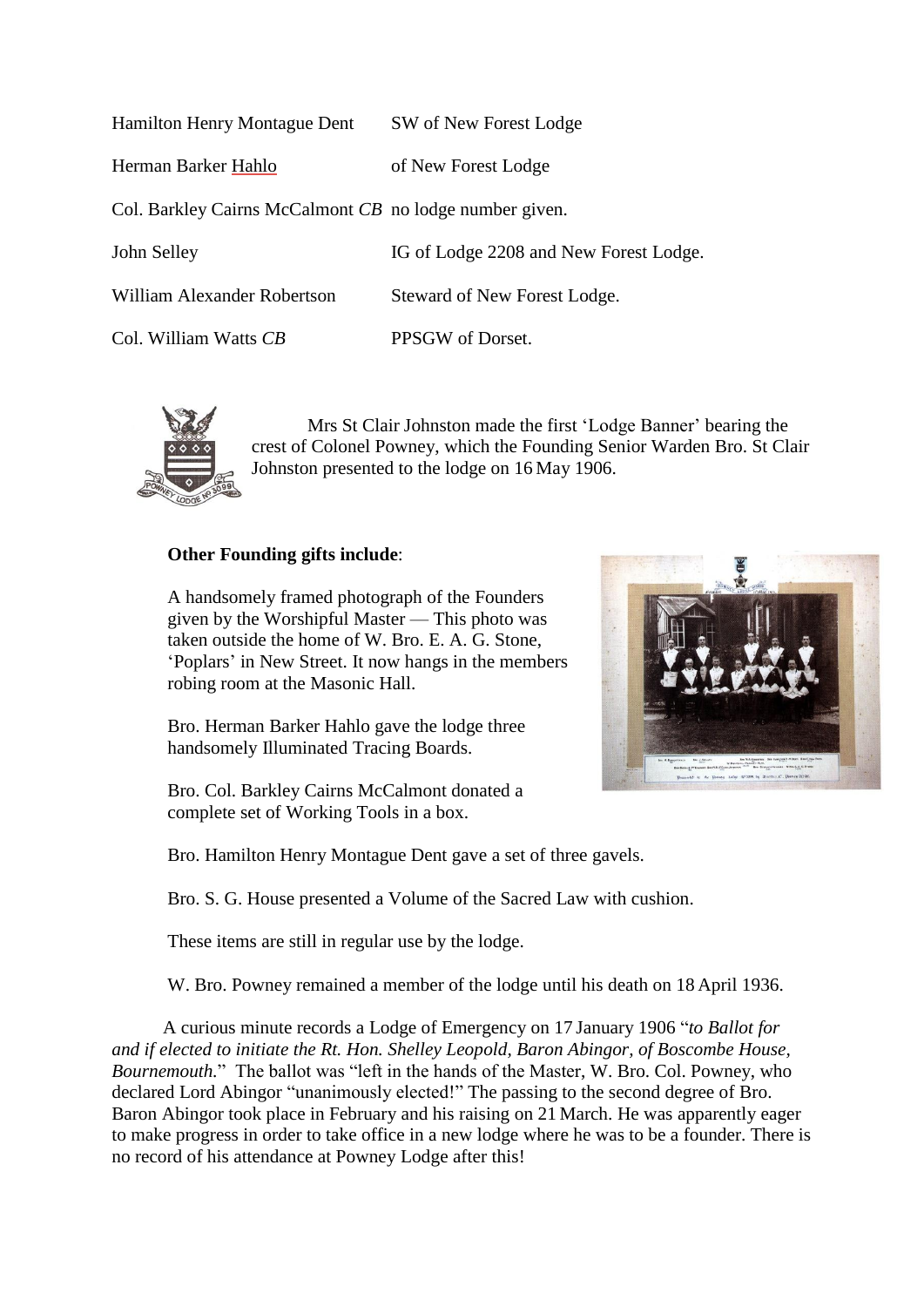| | |
|---|---|
| Hamilton Henry Montague Dent | SW of New Forest Lodge |
| Herman Barker Hahlo | of New Forest Lodge |
| Col. Barkley Cairns McCalmont *CB* | no lodge number given. |
| John Selley | IG of Lodge 2208 and New Forest Lodge. |
| William Alexander Robertson | Steward of New Forest Lodge. |
| Col. William Watts *CB* | PPSGW of Dorset. |

Mrs St Clair Johnston made the first 'Lodge Banner' bearing the crest of Colonel Powney, which the Founding Senior Warden Bro. St Clair Johnston presented to the lodge on 16 May 1906.

**Other Founding gifts include**:

A handsomely framed photograph of the Founders given by the Worshipful Master — This photo was taken outside the home of W. Bro. E. A. G. Stone, 'Poplars' in New Street. It now hangs in the members robing room at the Masonic Hall.

Bro. Herman Barker Hahlo gave the lodge three handsomely Illuminated Tracing Boards.

Bro. Col. Barkley Cairns McCalmont donated a complete set of Working Tools in a box.

Bro. Hamilton Henry Montague Dent gave a set of three gavels.

Bro. S. G. House presented a Volume of the Sacred Law with cushion.

These items are still in regular use by the lodge.

W. Bro. Powney remained a member of the lodge until his death on 18 April 1936.

A curious minute records a Lodge of Emergency on 17 January 1906 "*to Ballot for and if elected to initiate the Rt. Hon. Shelley Leopold, Baron Abingor, of Boscombe House, Bournemouth.*" The ballot was "left in the hands of the Master, W. Bro. Col. Powney, who declared Lord Abingor "unanimously elected!" The passing to the second degree of Bro. Baron Abingor took place in February and his raising on 21 March. He was apparently eager to make progress in order to take office in a new lodge where he was to be a founder. There is no record of his attendance at Powney Lodge after this!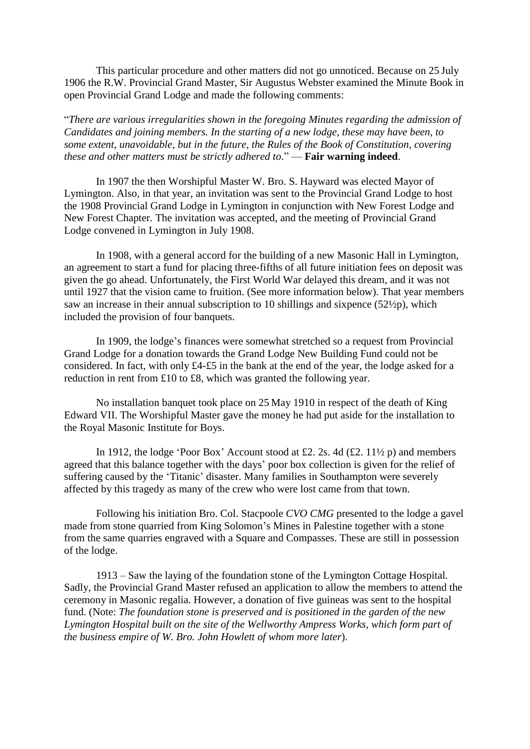This particular procedure and other matters did not go unnoticed. Because on 25 July 1906 the R.W. Provincial Grand Master, Sir Augustus Webster examined the Minute Book in open Provincial Grand Lodge and made the following comments:

"*There are various irregularities shown in the foregoing Minutes regarding the admission of Candidates and joining members. In the starting of a new lodge, these may have been, to some extent, unavoidable, but in the future, the Rules of the Book of Constitution, covering these and other matters must be strictly adhered to*." — **Fair warning indeed**.

In 1907 the then Worshipful Master W. Bro. S. Hayward was elected Mayor of Lymington. Also, in that year, an invitation was sent to the Provincial Grand Lodge to host the 1908 Provincial Grand Lodge in Lymington in conjunction with New Forest Lodge and New Forest Chapter. The invitation was accepted, and the meeting of Provincial Grand Lodge convened in Lymington in July 1908.

In 1908, with a general accord for the building of a new Masonic Hall in Lymington, an agreement to start a fund for placing three-fifths of all future initiation fees on deposit was given the go ahead. Unfortunately, the First World War delayed this dream, and it was not until 1927 that the vision came to fruition. (See more information below). That year members saw an increase in their annual subscription to 10 shillings and sixpence (52½p), which included the provision of four banquets.

In 1909, the lodge's finances were somewhat stretched so a request from Provincial Grand Lodge for a donation towards the Grand Lodge New Building Fund could not be considered. In fact, with only £4-£5 in the bank at the end of the year, the lodge asked for a reduction in rent from £10 to £8, which was granted the following year.

No installation banquet took place on 25 May 1910 in respect of the death of King Edward VII. The Worshipful Master gave the money he had put aside for the installation to the Royal Masonic Institute for Boys.

In 1912, the lodge 'Poor Box' Account stood at £2. 2s. 4d (£2. 11½ p) and members agreed that this balance together with the days' poor box collection is given for the relief of suffering caused by the 'Titanic' disaster. Many families in Southampton were severely affected by this tragedy as many of the crew who were lost came from that town.

Following his initiation Bro. Col. Stacpoole *CVO CMG* presented to the lodge a gavel made from stone quarried from King Solomon's Mines in Palestine together with a stone from the same quarries engraved with a Square and Compasses. These are still in possession of the lodge.

1913 – Saw the laying of the foundation stone of the Lymington Cottage Hospital. Sadly, the Provincial Grand Master refused an application to allow the members to attend the ceremony in Masonic regalia. However, a donation of five guineas was sent to the hospital fund. (Note: *The foundation stone is preserved and is positioned in the garden of the new Lymington Hospital built on the site of the Wellworthy Ampress Works, which form part of the business empire of W. Bro. John Howlett of whom more later*).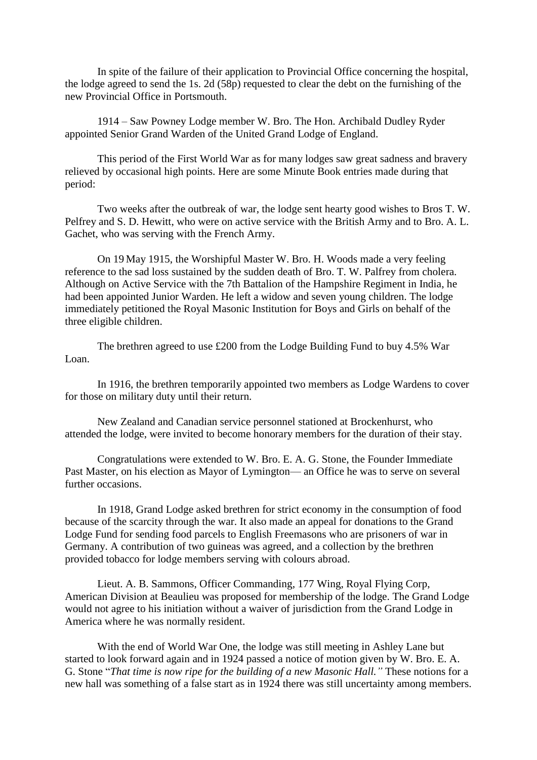In spite of the failure of their application to Provincial Office concerning the hospital, the lodge agreed to send the 1s. 2d (58p) requested to clear the debt on the furnishing of the new Provincial Office in Portsmouth.

1914 – Saw Powney Lodge member W. Bro. The Hon. Archibald Dudley Ryder appointed Senior Grand Warden of the United Grand Lodge of England.

This period of the First World War as for many lodges saw great sadness and bravery relieved by occasional high points. Here are some Minute Book entries made during that period:

Two weeks after the outbreak of war, the lodge sent hearty good wishes to Bros T. W. Pelfrey and S. D. Hewitt, who were on active service with the British Army and to Bro. A. L. Gachet, who was serving with the French Army.

On 19 May 1915, the Worshipful Master W. Bro. H. Woods made a very feeling reference to the sad loss sustained by the sudden death of Bro. T. W. Palfrey from cholera. Although on Active Service with the 7th Battalion of the Hampshire Regiment in India, he had been appointed Junior Warden. He left a widow and seven young children. The lodge immediately petitioned the Royal Masonic Institution for Boys and Girls on behalf of the three eligible children.

The brethren agreed to use £200 from the Lodge Building Fund to buy 4.5% War Loan.

In 1916, the brethren temporarily appointed two members as Lodge Wardens to cover for those on military duty until their return.

New Zealand and Canadian service personnel stationed at Brockenhurst, who attended the lodge, were invited to become honorary members for the duration of their stay.

Congratulations were extended to W. Bro. E. A. G. Stone, the Founder Immediate Past Master, on his election as Mayor of Lymington— an Office he was to serve on several further occasions.

In 1918, Grand Lodge asked brethren for strict economy in the consumption of food because of the scarcity through the war. It also made an appeal for donations to the Grand Lodge Fund for sending food parcels to English Freemasons who are prisoners of war in Germany. A contribution of two guineas was agreed, and a collection by the brethren provided tobacco for lodge members serving with colours abroad.

Lieut. A. B. Sammons, Officer Commanding, 177 Wing, Royal Flying Corp, American Division at Beaulieu was proposed for membership of the lodge. The Grand Lodge would not agree to his initiation without a waiver of jurisdiction from the Grand Lodge in America where he was normally resident.

With the end of World War One, the lodge was still meeting in Ashley Lane but started to look forward again and in 1924 passed a notice of motion given by W. Bro. E. A. G. Stone "*That time is now ripe for the building of a new Masonic Hall.*" These notions for a new hall was something of a false start as in 1924 there was still uncertainty among members.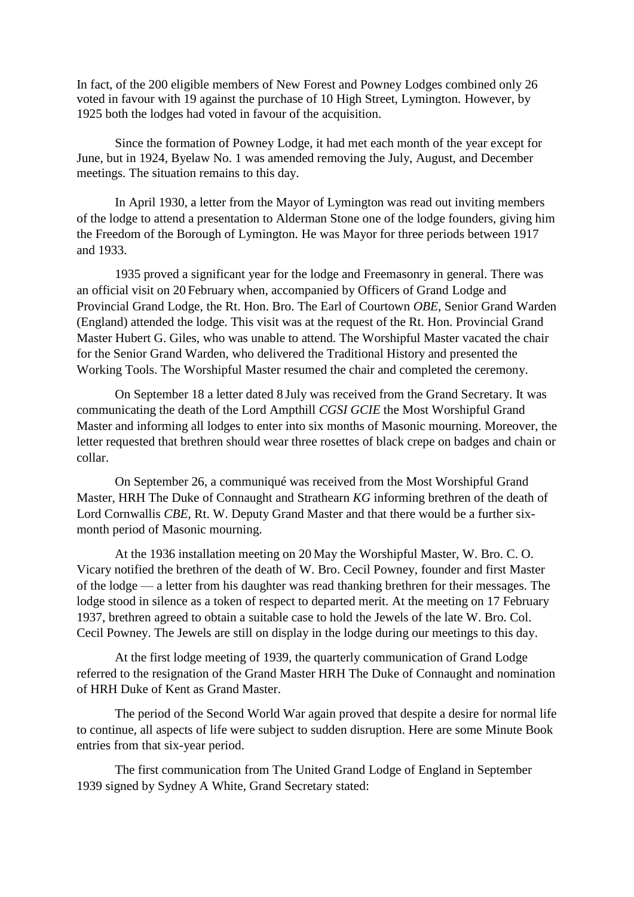In fact, of the 200 eligible members of New Forest and Powney Lodges combined only 26 voted in favour with 19 against the purchase of 10 High Street, Lymington. However, by 1925 both the lodges had voted in favour of the acquisition.

Since the formation of Powney Lodge, it had met each month of the year except for June, but in 1924, Byelaw No. 1 was amended removing the July, August, and December meetings. The situation remains to this day.

In April 1930, a letter from the Mayor of Lymington was read out inviting members of the lodge to attend a presentation to Alderman Stone one of the lodge founders, giving him the Freedom of the Borough of Lymington. He was Mayor for three periods between 1917 and 1933.

1935 proved a significant year for the lodge and Freemasonry in general. There was an official visit on 20 February when, accompanied by Officers of Grand Lodge and Provincial Grand Lodge, the Rt. Hon. Bro. The Earl of Courtown *OBE*, Senior Grand Warden (England) attended the lodge. This visit was at the request of the Rt. Hon. Provincial Grand Master Hubert G. Giles, who was unable to attend. The Worshipful Master vacated the chair for the Senior Grand Warden, who delivered the Traditional History and presented the Working Tools. The Worshipful Master resumed the chair and completed the ceremony.

On September 18 a letter dated 8 July was received from the Grand Secretary. It was communicating the death of the Lord Ampthill *CGSI GCIE* the Most Worshipful Grand Master and informing all lodges to enter into six months of Masonic mourning. Moreover, the letter requested that brethren should wear three rosettes of black crepe on badges and chain or collar.

On September 26, a communiqué was received from the Most Worshipful Grand Master, HRH The Duke of Connaught and Strathearn *KG* informing brethren of the death of Lord Cornwallis *CBE*, Rt. W. Deputy Grand Master and that there would be a further six-month period of Masonic mourning.

At the 1936 installation meeting on 20 May the Worshipful Master, W. Bro. C. O. Vicary notified the brethren of the death of W. Bro. Cecil Powney, founder and first Master of the lodge — a letter from his daughter was read thanking brethren for their messages. The lodge stood in silence as a token of respect to departed merit. At the meeting on 17 February 1937, brethren agreed to obtain a suitable case to hold the Jewels of the late W. Bro. Col. Cecil Powney. The Jewels are still on display in the lodge during our meetings to this day.

At the first lodge meeting of 1939, the quarterly communication of Grand Lodge referred to the resignation of the Grand Master HRH The Duke of Connaught and nomination of HRH Duke of Kent as Grand Master.

The period of the Second World War again proved that despite a desire for normal life to continue, all aspects of life were subject to sudden disruption. Here are some Minute Book entries from that six-year period.

The first communication from The United Grand Lodge of England in September 1939 signed by Sydney A White, Grand Secretary stated: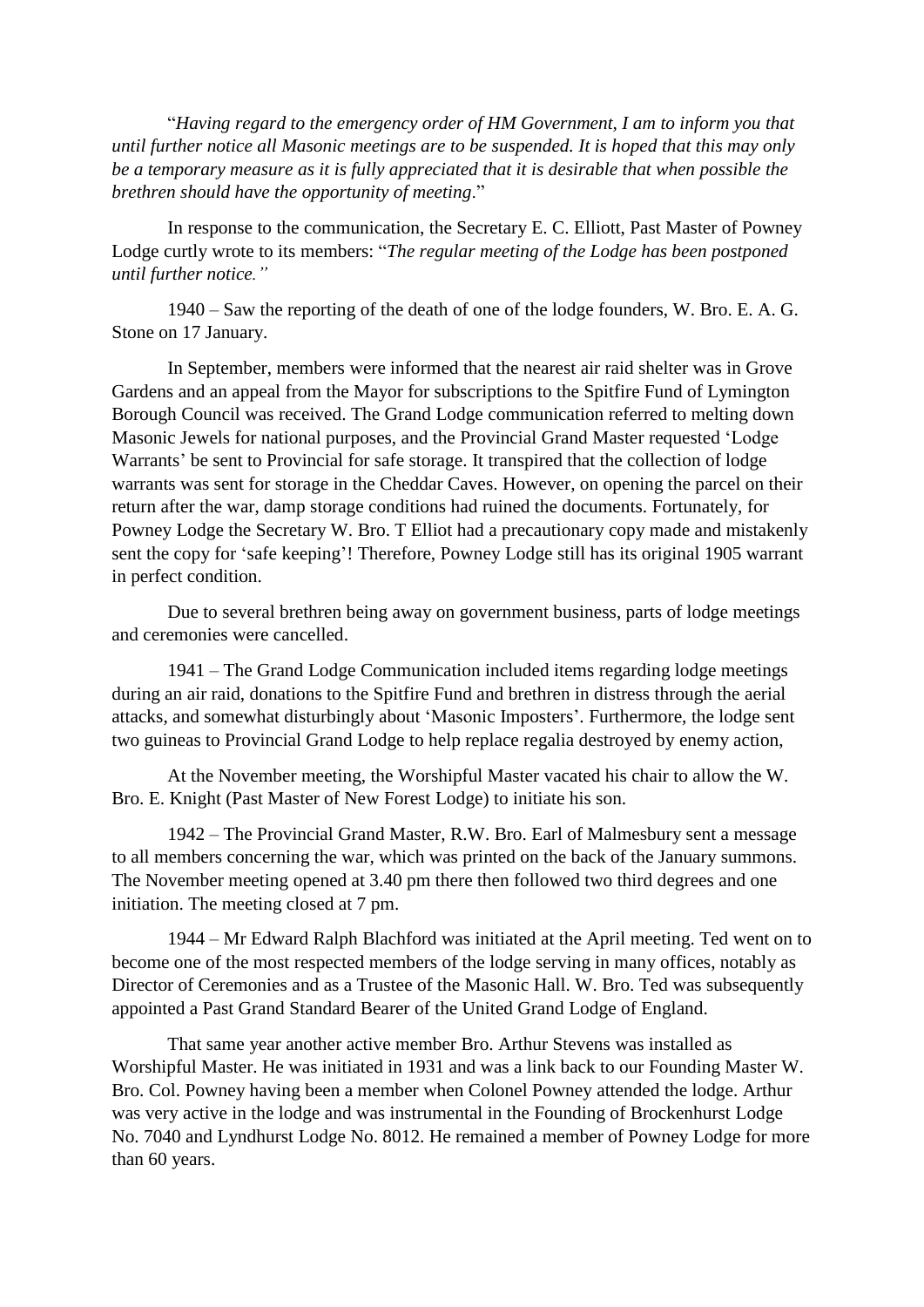"*Having regard to the emergency order of HM Government, I am to inform you that until further notice all Masonic meetings are to be suspended. It is hoped that this may only be a temporary measure as it is fully appreciated that it is desirable that when possible the brethren should have the opportunity of meeting*."

In response to the communication, the Secretary E. C. Elliott, Past Master of Powney Lodge curtly wrote to its members: "*The regular meeting of the Lodge has been postponed until further notice."*

1940 – Saw the reporting of the death of one of the lodge founders, W. Bro. E. A. G. Stone on 17 January.

In September, members were informed that the nearest air raid shelter was in Grove Gardens and an appeal from the Mayor for subscriptions to the Spitfire Fund of Lymington Borough Council was received. The Grand Lodge communication referred to melting down Masonic Jewels for national purposes, and the Provincial Grand Master requested 'Lodge Warrants' be sent to Provincial for safe storage. It transpired that the collection of lodge warrants was sent for storage in the Cheddar Caves. However, on opening the parcel on their return after the war, damp storage conditions had ruined the documents. Fortunately, for Powney Lodge the Secretary W. Bro. T Elliot had a precautionary copy made and mistakenly sent the copy for 'safe keeping'! Therefore, Powney Lodge still has its original 1905 warrant in perfect condition.

Due to several brethren being away on government business, parts of lodge meetings and ceremonies were cancelled.

1941 – The Grand Lodge Communication included items regarding lodge meetings during an air raid, donations to the Spitfire Fund and brethren in distress through the aerial attacks, and somewhat disturbingly about 'Masonic Imposters'. Furthermore, the lodge sent two guineas to Provincial Grand Lodge to help replace regalia destroyed by enemy action,

At the November meeting, the Worshipful Master vacated his chair to allow the W. Bro. E. Knight (Past Master of New Forest Lodge) to initiate his son.

1942 – The Provincial Grand Master, R.W. Bro. Earl of Malmesbury sent a message to all members concerning the war, which was printed on the back of the January summons. The November meeting opened at 3.40 pm there then followed two third degrees and one initiation. The meeting closed at 7 pm.

1944 – Mr Edward Ralph Blachford was initiated at the April meeting. Ted went on to become one of the most respected members of the lodge serving in many offices, notably as Director of Ceremonies and as a Trustee of the Masonic Hall. W. Bro. Ted was subsequently appointed a Past Grand Standard Bearer of the United Grand Lodge of England.

That same year another active member Bro. Arthur Stevens was installed as Worshipful Master. He was initiated in 1931 and was a link back to our Founding Master W. Bro. Col. Powney having been a member when Colonel Powney attended the lodge. Arthur was very active in the lodge and was instrumental in the Founding of Brockenhurst Lodge No. 7040 and Lyndhurst Lodge No. 8012. He remained a member of Powney Lodge for more than 60 years.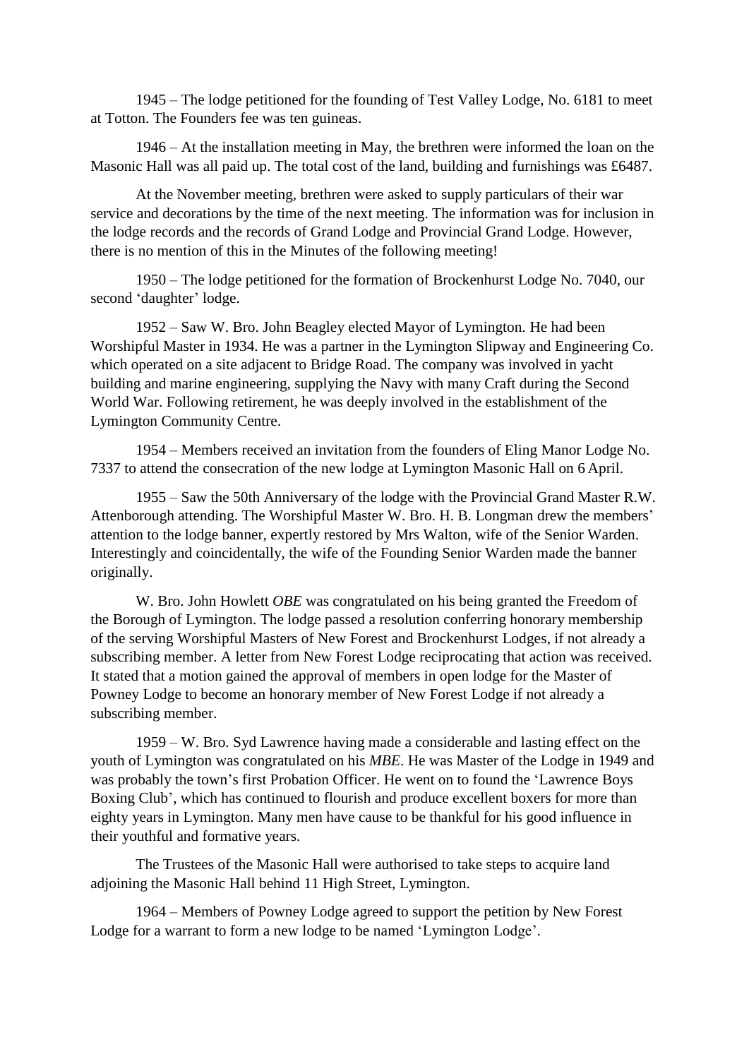1945 – The lodge petitioned for the founding of Test Valley Lodge, No. 6181 to meet at Totton. The Founders fee was ten guineas.

1946 – At the installation meeting in May, the brethren were informed the loan on the Masonic Hall was all paid up. The total cost of the land, building and furnishings was £6487.

At the November meeting, brethren were asked to supply particulars of their war service and decorations by the time of the next meeting. The information was for inclusion in the lodge records and the records of Grand Lodge and Provincial Grand Lodge. However, there is no mention of this in the Minutes of the following meeting!

1950 – The lodge petitioned for the formation of Brockenhurst Lodge No. 7040, our second 'daughter' lodge.

1952 – Saw W. Bro. John Beagley elected Mayor of Lymington. He had been Worshipful Master in 1934. He was a partner in the Lymington Slipway and Engineering Co. which operated on a site adjacent to Bridge Road. The company was involved in yacht building and marine engineering, supplying the Navy with many Craft during the Second World War. Following retirement, he was deeply involved in the establishment of the Lymington Community Centre.

1954 – Members received an invitation from the founders of Eling Manor Lodge No. 7337 to attend the consecration of the new lodge at Lymington Masonic Hall on 6 April.

1955 – Saw the 50th Anniversary of the lodge with the Provincial Grand Master R.W. Attenborough attending. The Worshipful Master W. Bro. H. B. Longman drew the members' attention to the lodge banner, expertly restored by Mrs Walton, wife of the Senior Warden. Interestingly and coincidentally, the wife of the Founding Senior Warden made the banner originally.

W. Bro. John Howlett *OBE* was congratulated on his being granted the Freedom of the Borough of Lymington. The lodge passed a resolution conferring honorary membership of the serving Worshipful Masters of New Forest and Brockenhurst Lodges, if not already a subscribing member. A letter from New Forest Lodge reciprocating that action was received. It stated that a motion gained the approval of members in open lodge for the Master of Powney Lodge to become an honorary member of New Forest Lodge if not already a subscribing member.

1959 – W. Bro. Syd Lawrence having made a considerable and lasting effect on the youth of Lymington was congratulated on his *MBE*. He was Master of the Lodge in 1949 and was probably the town's first Probation Officer. He went on to found the 'Lawrence Boys Boxing Club', which has continued to flourish and produce excellent boxers for more than eighty years in Lymington. Many men have cause to be thankful for his good influence in their youthful and formative years.

The Trustees of the Masonic Hall were authorised to take steps to acquire land adjoining the Masonic Hall behind 11 High Street, Lymington.

1964 – Members of Powney Lodge agreed to support the petition by New Forest Lodge for a warrant to form a new lodge to be named 'Lymington Lodge'.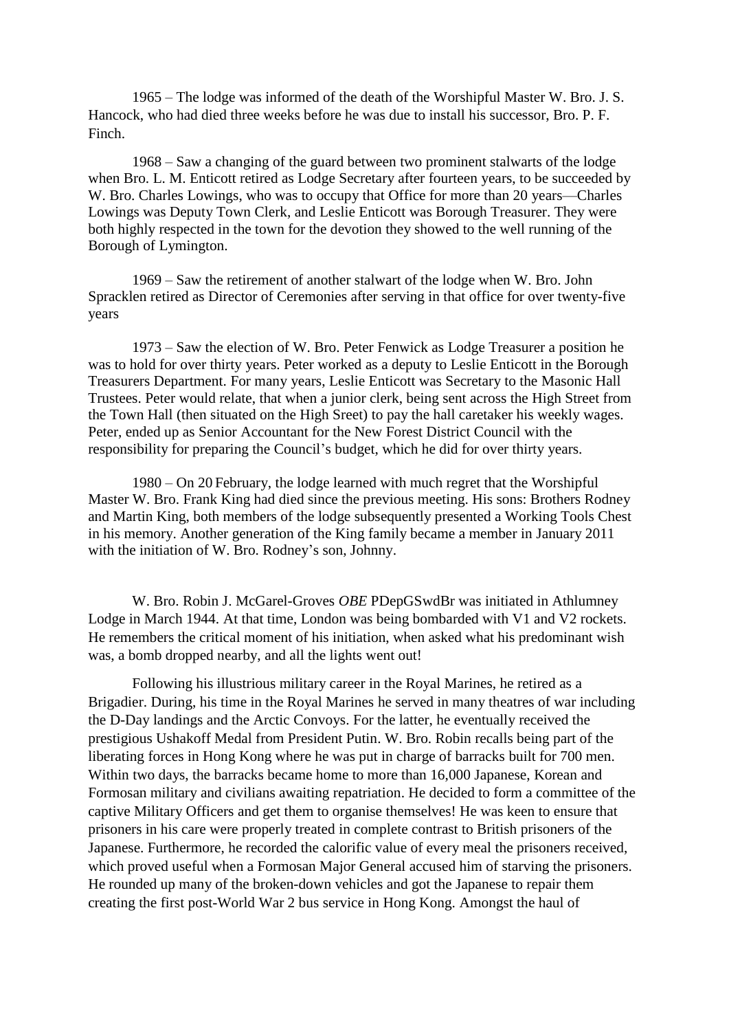1965 – The lodge was informed of the death of the Worshipful Master W. Bro. J. S. Hancock, who had died three weeks before he was due to install his successor, Bro. P. F. Finch.

1968 – Saw a changing of the guard between two prominent stalwarts of the lodge when Bro. L. M. Enticott retired as Lodge Secretary after fourteen years, to be succeeded by W. Bro. Charles Lowings, who was to occupy that Office for more than 20 years—Charles Lowings was Deputy Town Clerk, and Leslie Enticott was Borough Treasurer. They were both highly respected in the town for the devotion they showed to the well running of the Borough of Lymington.

1969 – Saw the retirement of another stalwart of the lodge when W. Bro. John Spracklen retired as Director of Ceremonies after serving in that office for over twenty-five years

1973 – Saw the election of W. Bro. Peter Fenwick as Lodge Treasurer a position he was to hold for over thirty years. Peter worked as a deputy to Leslie Enticott in the Borough Treasurers Department. For many years, Leslie Enticott was Secretary to the Masonic Hall Trustees. Peter would relate, that when a junior clerk, being sent across the High Street from the Town Hall (then situated on the High Sreet) to pay the hall caretaker his weekly wages. Peter, ended up as Senior Accountant for the New Forest District Council with the responsibility for preparing the Council's budget, which he did for over thirty years.

1980 – On 20 February, the lodge learned with much regret that the Worshipful Master W. Bro. Frank King had died since the previous meeting. His sons: Brothers Rodney and Martin King, both members of the lodge subsequently presented a Working Tools Chest in his memory. Another generation of the King family became a member in January 2011 with the initiation of W. Bro. Rodney's son, Johnny.

W. Bro. Robin J. McGarel-Groves *OBE* PDepGSwdBr was initiated in Athlumney Lodge in March 1944. At that time, London was being bombarded with V1 and V2 rockets. He remembers the critical moment of his initiation, when asked what his predominant wish was, a bomb dropped nearby, and all the lights went out!

Following his illustrious military career in the Royal Marines, he retired as a Brigadier. During, his time in the Royal Marines he served in many theatres of war including the D-Day landings and the Arctic Convoys. For the latter, he eventually received the prestigious Ushakoff Medal from President Putin. W. Bro. Robin recalls being part of the liberating forces in Hong Kong where he was put in charge of barracks built for 700 men. Within two days, the barracks became home to more than 16,000 Japanese, Korean and Formosan military and civilians awaiting repatriation. He decided to form a committee of the captive Military Officers and get them to organise themselves! He was keen to ensure that prisoners in his care were properly treated in complete contrast to British prisoners of the Japanese. Furthermore, he recorded the calorific value of every meal the prisoners received, which proved useful when a Formosan Major General accused him of starving the prisoners. He rounded up many of the broken-down vehicles and got the Japanese to repair them creating the first post-World War 2 bus service in Hong Kong. Amongst the haul of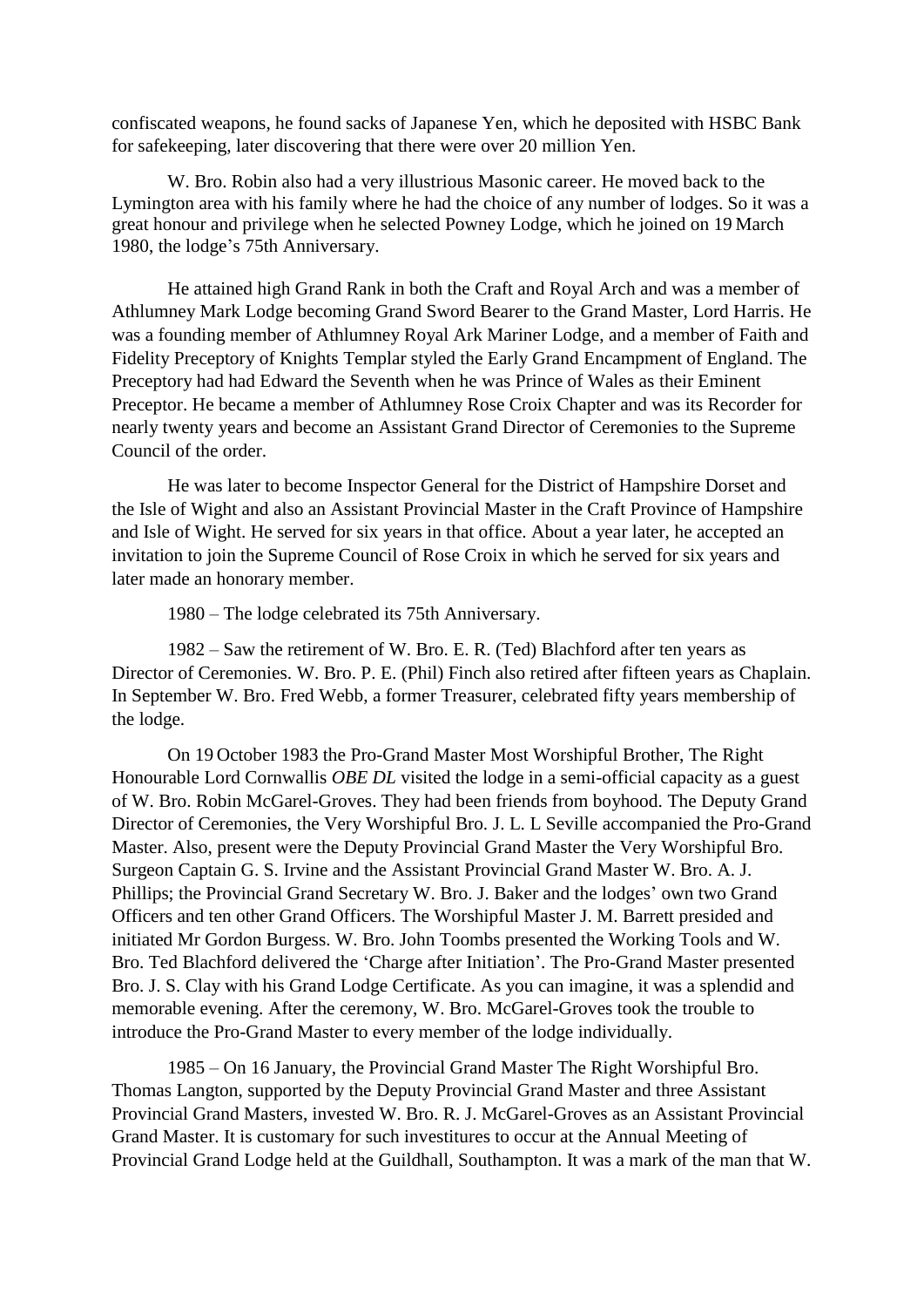confiscated weapons, he found sacks of Japanese Yen, which he deposited with HSBC Bank for safekeeping, later discovering that there were over 20 million Yen.

W. Bro. Robin also had a very illustrious Masonic career. He moved back to the Lymington area with his family where he had the choice of any number of lodges. So it was a great honour and privilege when he selected Powney Lodge, which he joined on 19 March 1980, the lodge's 75th Anniversary.

He attained high Grand Rank in both the Craft and Royal Arch and was a member of Athlumney Mark Lodge becoming Grand Sword Bearer to the Grand Master, Lord Harris. He was a founding member of Athlumney Royal Ark Mariner Lodge, and a member of Faith and Fidelity Preceptory of Knights Templar styled the Early Grand Encampment of England. The Preceptory had had Edward the Seventh when he was Prince of Wales as their Eminent Preceptor. He became a member of Athlumney Rose Croix Chapter and was its Recorder for nearly twenty years and become an Assistant Grand Director of Ceremonies to the Supreme Council of the order.

He was later to become Inspector General for the District of Hampshire Dorset and the Isle of Wight and also an Assistant Provincial Master in the Craft Province of Hampshire and Isle of Wight. He served for six years in that office. About a year later, he accepted an invitation to join the Supreme Council of Rose Croix in which he served for six years and later made an honorary member.

1980 – The lodge celebrated its 75th Anniversary.

1982 – Saw the retirement of W. Bro. E. R. (Ted) Blachford after ten years as Director of Ceremonies. W. Bro. P. E. (Phil) Finch also retired after fifteen years as Chaplain. In September W. Bro. Fred Webb, a former Treasurer, celebrated fifty years membership of the lodge.

On 19 October 1983 the Pro-Grand Master Most Worshipful Brother, The Right Honourable Lord Cornwallis *OBE DL* visited the lodge in a semi-official capacity as a guest of W. Bro. Robin McGarel-Groves. They had been friends from boyhood. The Deputy Grand Director of Ceremonies, the Very Worshipful Bro. J. L. L Seville accompanied the Pro-Grand Master. Also, present were the Deputy Provincial Grand Master the Very Worshipful Bro. Surgeon Captain G. S. Irvine and the Assistant Provincial Grand Master W. Bro. A. J. Phillips; the Provincial Grand Secretary W. Bro. J. Baker and the lodges' own two Grand Officers and ten other Grand Officers. The Worshipful Master J. M. Barrett presided and initiated Mr Gordon Burgess. W. Bro. John Toombs presented the Working Tools and W. Bro. Ted Blachford delivered the 'Charge after Initiation'. The Pro-Grand Master presented Bro. J. S. Clay with his Grand Lodge Certificate. As you can imagine, it was a splendid and memorable evening. After the ceremony, W. Bro. McGarel-Groves took the trouble to introduce the Pro-Grand Master to every member of the lodge individually.

1985 – On 16 January, the Provincial Grand Master The Right Worshipful Bro. Thomas Langton, supported by the Deputy Provincial Grand Master and three Assistant Provincial Grand Masters, invested W. Bro. R. J. McGarel-Groves as an Assistant Provincial Grand Master. It is customary for such investitures to occur at the Annual Meeting of Provincial Grand Lodge held at the Guildhall, Southampton. It was a mark of the man that W.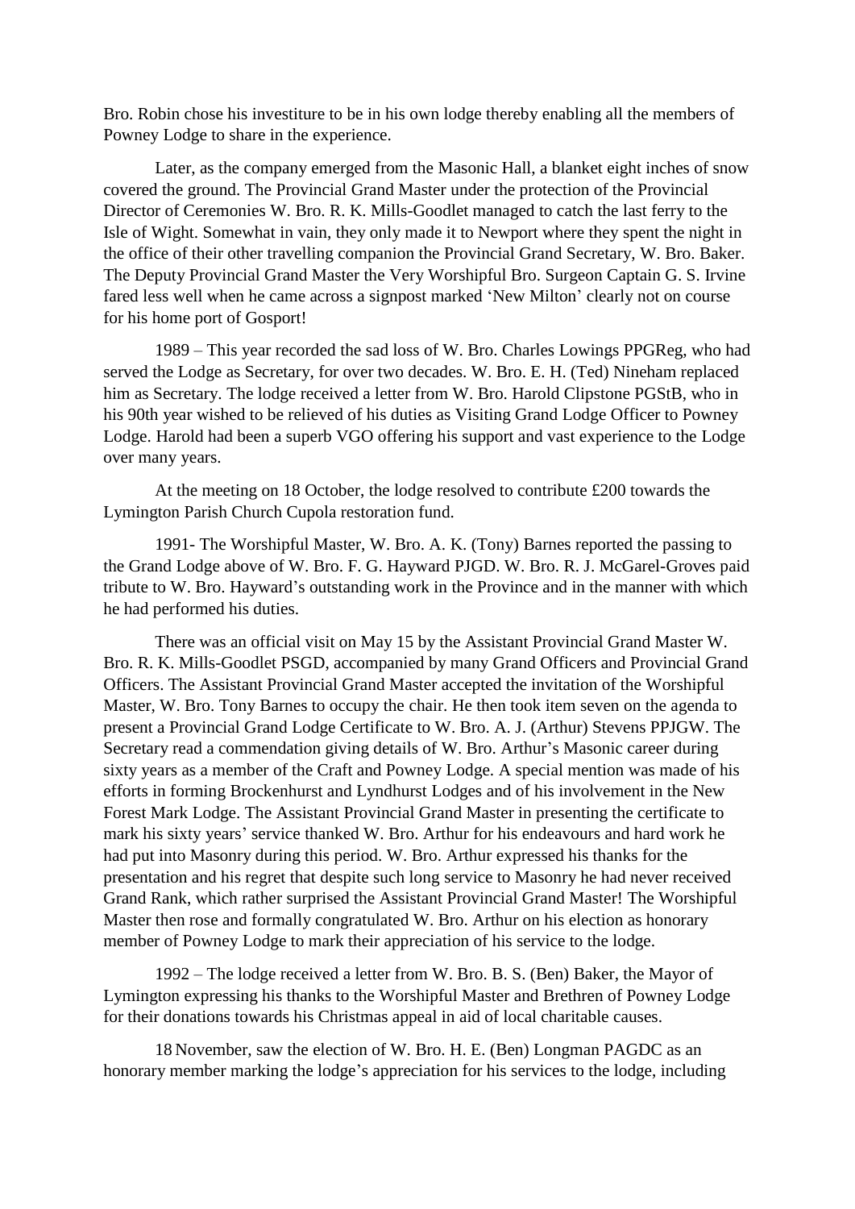Bro. Robin chose his investiture to be in his own lodge thereby enabling all the members of Powney Lodge to share in the experience.

Later, as the company emerged from the Masonic Hall, a blanket eight inches of snow covered the ground. The Provincial Grand Master under the protection of the Provincial Director of Ceremonies W. Bro. R. K. Mills-Goodlet managed to catch the last ferry to the Isle of Wight. Somewhat in vain, they only made it to Newport where they spent the night in the office of their other travelling companion the Provincial Grand Secretary, W. Bro. Baker. The Deputy Provincial Grand Master the Very Worshipful Bro. Surgeon Captain G. S. Irvine fared less well when he came across a signpost marked 'New Milton' clearly not on course for his home port of Gosport!

1989 – This year recorded the sad loss of W. Bro. Charles Lowings PPGReg, who had served the Lodge as Secretary, for over two decades. W. Bro. E. H. (Ted) Nineham replaced him as Secretary. The lodge received a letter from W. Bro. Harold Clipstone PGStB, who in his 90th year wished to be relieved of his duties as Visiting Grand Lodge Officer to Powney Lodge. Harold had been a superb VGO offering his support and vast experience to the Lodge over many years.

At the meeting on 18 October, the lodge resolved to contribute £200 towards the Lymington Parish Church Cupola restoration fund.

1991- The Worshipful Master, W. Bro. A. K. (Tony) Barnes reported the passing to the Grand Lodge above of W. Bro. F. G. Hayward PJGD. W. Bro. R. J. McGarel-Groves paid tribute to W. Bro. Hayward's outstanding work in the Province and in the manner with which he had performed his duties.

There was an official visit on May 15 by the Assistant Provincial Grand Master W. Bro. R. K. Mills-Goodlet PSGD, accompanied by many Grand Officers and Provincial Grand Officers. The Assistant Provincial Grand Master accepted the invitation of the Worshipful Master, W. Bro. Tony Barnes to occupy the chair. He then took item seven on the agenda to present a Provincial Grand Lodge Certificate to W. Bro. A. J. (Arthur) Stevens PPJGW. The Secretary read a commendation giving details of W. Bro. Arthur's Masonic career during sixty years as a member of the Craft and Powney Lodge. A special mention was made of his efforts in forming Brockenhurst and Lyndhurst Lodges and of his involvement in the New Forest Mark Lodge. The Assistant Provincial Grand Master in presenting the certificate to mark his sixty years' service thanked W. Bro. Arthur for his endeavours and hard work he had put into Masonry during this period. W. Bro. Arthur expressed his thanks for the presentation and his regret that despite such long service to Masonry he had never received Grand Rank, which rather surprised the Assistant Provincial Grand Master! The Worshipful Master then rose and formally congratulated W. Bro. Arthur on his election as honorary member of Powney Lodge to mark their appreciation of his service to the lodge.

1992 – The lodge received a letter from W. Bro. B. S. (Ben) Baker, the Mayor of Lymington expressing his thanks to the Worshipful Master and Brethren of Powney Lodge for their donations towards his Christmas appeal in aid of local charitable causes.

18 November, saw the election of W. Bro. H. E. (Ben) Longman PAGDC as an honorary member marking the lodge's appreciation for his services to the lodge, including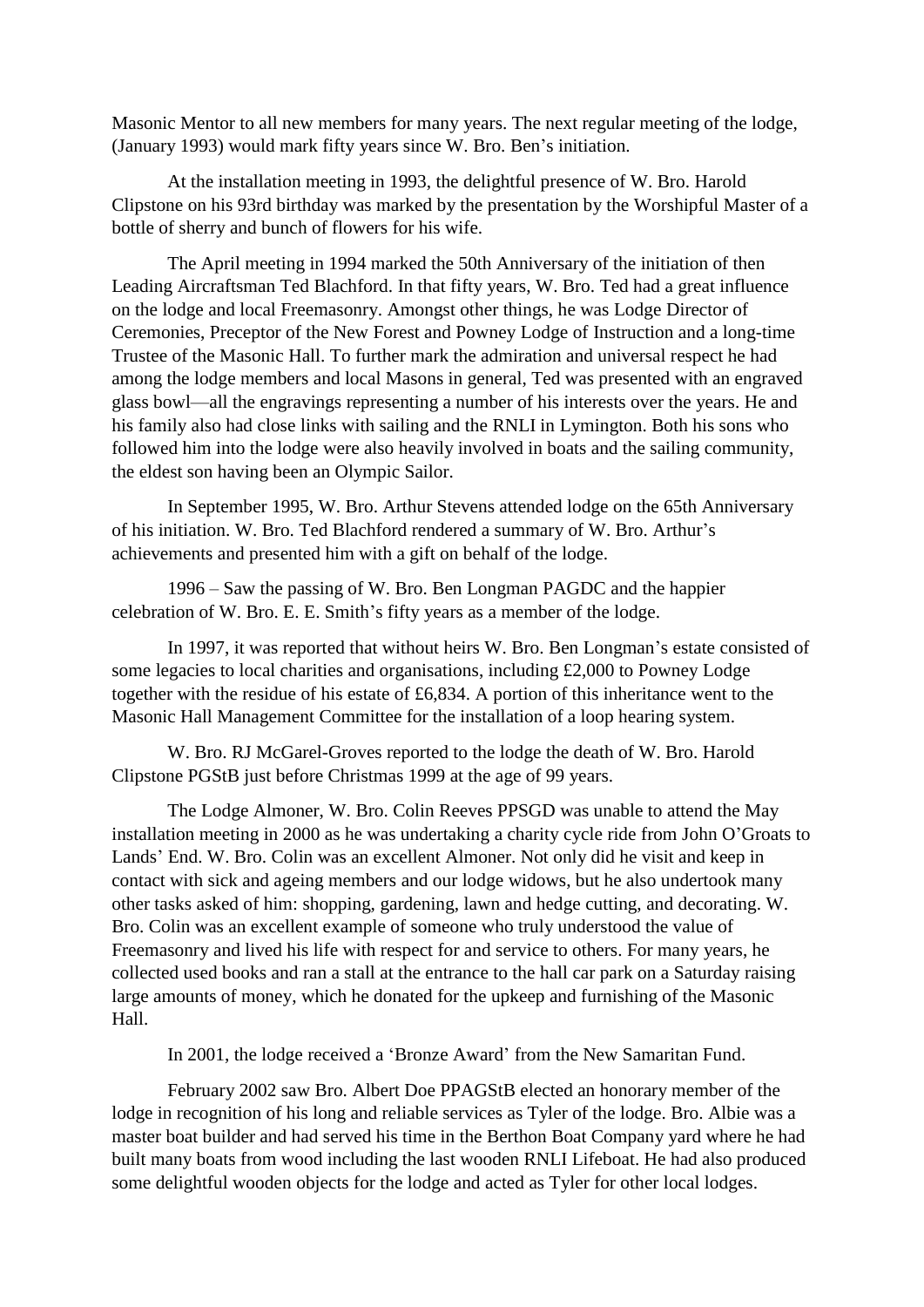Masonic Mentor to all new members for many years. The next regular meeting of the lodge, (January 1993) would mark fifty years since W. Bro. Ben's initiation.

At the installation meeting in 1993, the delightful presence of W. Bro. Harold Clipstone on his 93rd birthday was marked by the presentation by the Worshipful Master of a bottle of sherry and bunch of flowers for his wife.

The April meeting in 1994 marked the 50th Anniversary of the initiation of then Leading Aircraftsman Ted Blachford. In that fifty years, W. Bro. Ted had a great influence on the lodge and local Freemasonry. Amongst other things, he was Lodge Director of Ceremonies, Preceptor of the New Forest and Powney Lodge of Instruction and a long-time Trustee of the Masonic Hall. To further mark the admiration and universal respect he had among the lodge members and local Masons in general, Ted was presented with an engraved glass bowl—all the engravings representing a number of his interests over the years. He and his family also had close links with sailing and the RNLI in Lymington. Both his sons who followed him into the lodge were also heavily involved in boats and the sailing community, the eldest son having been an Olympic Sailor.

In September 1995, W. Bro. Arthur Stevens attended lodge on the 65th Anniversary of his initiation. W. Bro. Ted Blachford rendered a summary of W. Bro. Arthur's achievements and presented him with a gift on behalf of the lodge.

1996 – Saw the passing of W. Bro. Ben Longman PAGDC and the happier celebration of W. Bro. E. E. Smith's fifty years as a member of the lodge.

In 1997, it was reported that without heirs W. Bro. Ben Longman's estate consisted of some legacies to local charities and organisations, including £2,000 to Powney Lodge together with the residue of his estate of £6,834. A portion of this inheritance went to the Masonic Hall Management Committee for the installation of a loop hearing system.

W. Bro. RJ McGarel-Groves reported to the lodge the death of W. Bro. Harold Clipstone PGStB just before Christmas 1999 at the age of 99 years.

The Lodge Almoner, W. Bro. Colin Reeves PPSGD was unable to attend the May installation meeting in 2000 as he was undertaking a charity cycle ride from John O'Groats to Lands' End. W. Bro. Colin was an excellent Almoner. Not only did he visit and keep in contact with sick and ageing members and our lodge widows, but he also undertook many other tasks asked of him: shopping, gardening, lawn and hedge cutting, and decorating. W. Bro. Colin was an excellent example of someone who truly understood the value of Freemasonry and lived his life with respect for and service to others. For many years, he collected used books and ran a stall at the entrance to the hall car park on a Saturday raising large amounts of money, which he donated for the upkeep and furnishing of the Masonic Hall.

In 2001, the lodge received a 'Bronze Award' from the New Samaritan Fund.

February 2002 saw Bro. Albert Doe PPAGStB elected an honorary member of the lodge in recognition of his long and reliable services as Tyler of the lodge. Bro. Albie was a master boat builder and had served his time in the Berthon Boat Company yard where he had built many boats from wood including the last wooden RNLI Lifeboat. He had also produced some delightful wooden objects for the lodge and acted as Tyler for other local lodges.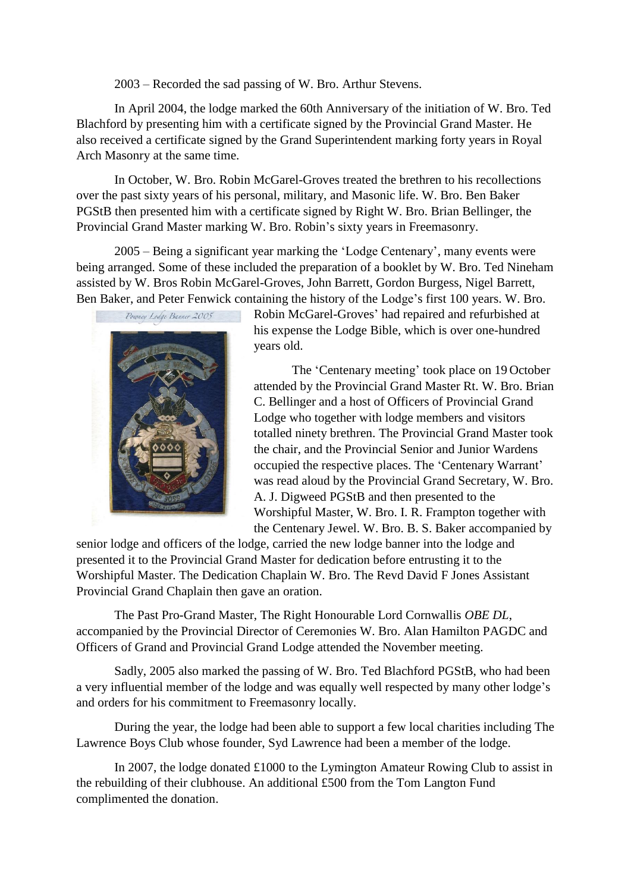2003 – Recorded the sad passing of W. Bro. Arthur Stevens.

In April 2004, the lodge marked the 60th Anniversary of the initiation of W. Bro. Ted Blachford by presenting him with a certificate signed by the Provincial Grand Master. He also received a certificate signed by the Grand Superintendent marking forty years in Royal Arch Masonry at the same time.

In October, W. Bro. Robin McGarel-Groves treated the brethren to his recollections over the past sixty years of his personal, military, and Masonic life. W. Bro. Ben Baker PGStB then presented him with a certificate signed by Right W. Bro. Brian Bellinger, the Provincial Grand Master marking W. Bro. Robin's sixty years in Freemasonry.

2005 – Being a significant year marking the 'Lodge Centenary', many events were being arranged. Some of these included the preparation of a booklet by W. Bro. Ted Nineham assisted by W. Bros Robin McGarel-Groves, John Barrett, Gordon Burgess, Nigel Barrett, Ben Baker, and Peter Fenwick containing the history of the Lodge's first 100 years. W. Bro. Robin McGarel-Groves' had repaired and refurbished at his expense the Lodge Bible, which is over one-hundred years old.

Powney Lodge Banner 2005

The 'Centenary meeting' took place on 19 October attended by the Provincial Grand Master Rt. W. Bro. Brian C. Bellinger and a host of Officers of Provincial Grand Lodge who together with lodge members and visitors totalled ninety brethren. The Provincial Grand Master took the chair, and the Provincial Senior and Junior Wardens occupied the respective places. The 'Centenary Warrant' was read aloud by the Provincial Grand Secretary, W. Bro. A. J. Digweed PGStB and then presented to the Worshipful Master, W. Bro. I. R. Frampton together with the Centenary Jewel. W. Bro. B. S. Baker accompanied by senior lodge and officers of the lodge, carried the new lodge banner into the lodge and presented it to the Provincial Grand Master for dedication before entrusting it to the Worshipful Master. The Dedication Chaplain W. Bro. The Revd David F Jones Assistant Provincial Grand Chaplain then gave an oration.

The Past Pro-Grand Master, The Right Honourable Lord Cornwallis *OBE DL*, accompanied by the Provincial Director of Ceremonies W. Bro. Alan Hamilton PAGDC and Officers of Grand and Provincial Grand Lodge attended the November meeting.

Sadly, 2005 also marked the passing of W. Bro. Ted Blachford PGStB, who had been a very influential member of the lodge and was equally well respected by many other lodge's and orders for his commitment to Freemasonry locally.

During the year, the lodge had been able to support a few local charities including The Lawrence Boys Club whose founder, Syd Lawrence had been a member of the lodge.

In 2007, the lodge donated £1000 to the Lymington Amateur Rowing Club to assist in the rebuilding of their clubhouse. An additional £500 from the Tom Langton Fund complimented the donation.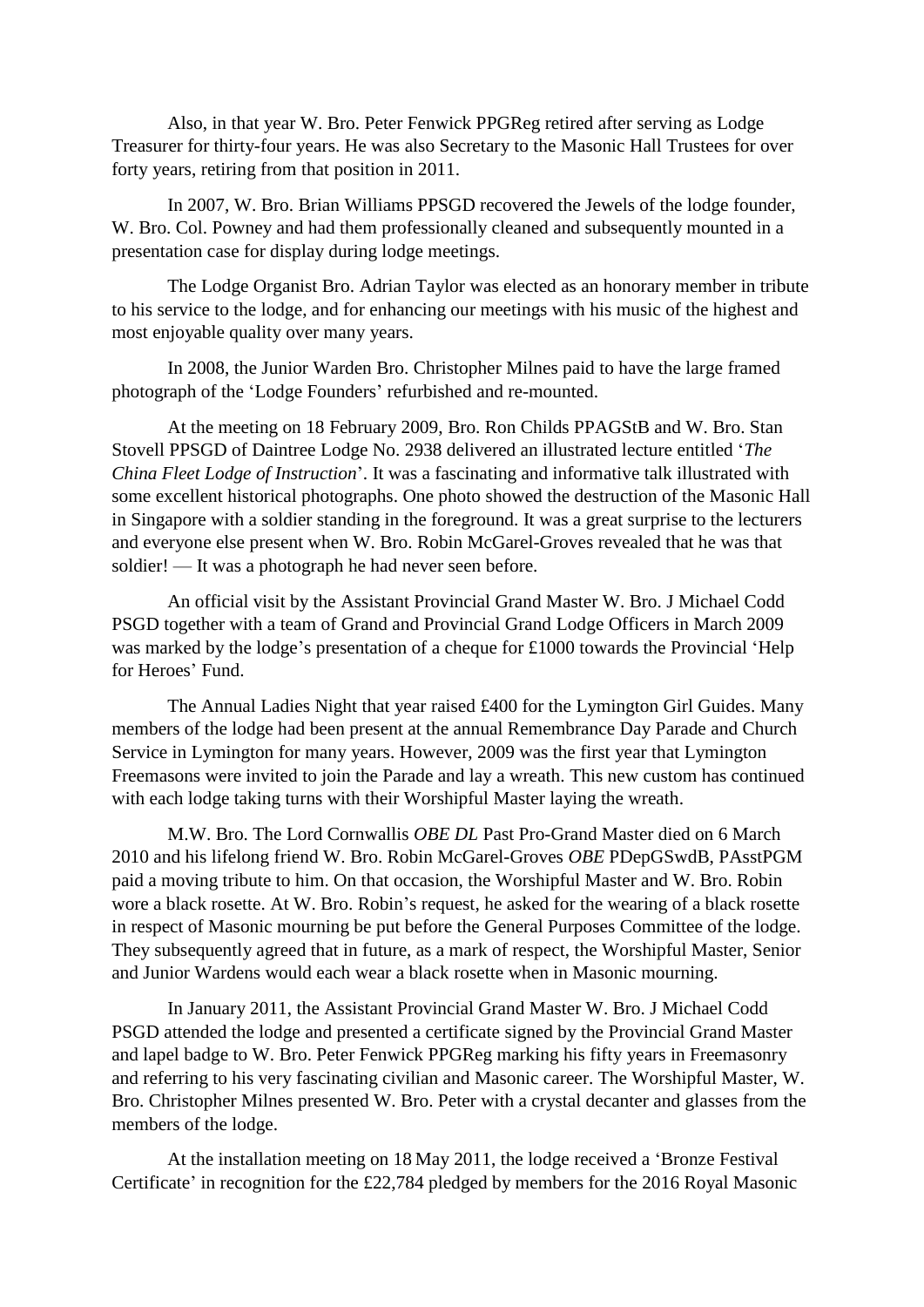Also, in that year W. Bro. Peter Fenwick PPGReg retired after serving as Lodge Treasurer for thirty-four years. He was also Secretary to the Masonic Hall Trustees for over forty years, retiring from that position in 2011.

In 2007, W. Bro. Brian Williams PPSGD recovered the Jewels of the lodge founder, W. Bro. Col. Powney and had them professionally cleaned and subsequently mounted in a presentation case for display during lodge meetings.

The Lodge Organist Bro. Adrian Taylor was elected as an honorary member in tribute to his service to the lodge, and for enhancing our meetings with his music of the highest and most enjoyable quality over many years.

In 2008, the Junior Warden Bro. Christopher Milnes paid to have the large framed photograph of the 'Lodge Founders' refurbished and re-mounted.

At the meeting on 18 February 2009, Bro. Ron Childs PPAGStB and W. Bro. Stan Stovell PPSGD of Daintree Lodge No. 2938 delivered an illustrated lecture entitled '*The China Fleet Lodge of Instruction*'. It was a fascinating and informative talk illustrated with some excellent historical photographs. One photo showed the destruction of the Masonic Hall in Singapore with a soldier standing in the foreground. It was a great surprise to the lecturers and everyone else present when W. Bro. Robin McGarel-Groves revealed that he was that soldier! — It was a photograph he had never seen before.

An official visit by the Assistant Provincial Grand Master W. Bro. J Michael Codd PSGD together with a team of Grand and Provincial Grand Lodge Officers in March 2009 was marked by the lodge's presentation of a cheque for £1000 towards the Provincial 'Help for Heroes' Fund.

The Annual Ladies Night that year raised £400 for the Lymington Girl Guides. Many members of the lodge had been present at the annual Remembrance Day Parade and Church Service in Lymington for many years. However, 2009 was the first year that Lymington Freemasons were invited to join the Parade and lay a wreath. This new custom has continued with each lodge taking turns with their Worshipful Master laying the wreath.

M.W. Bro. The Lord Cornwallis *OBE DL* Past Pro-Grand Master died on 6 March 2010 and his lifelong friend W. Bro. Robin McGarel-Groves *OBE* PDepGSwdB, PAsstPGM paid a moving tribute to him. On that occasion, the Worshipful Master and W. Bro. Robin wore a black rosette. At W. Bro. Robin's request, he asked for the wearing of a black rosette in respect of Masonic mourning be put before the General Purposes Committee of the lodge. They subsequently agreed that in future, as a mark of respect, the Worshipful Master, Senior and Junior Wardens would each wear a black rosette when in Masonic mourning.

In January 2011, the Assistant Provincial Grand Master W. Bro. J Michael Codd PSGD attended the lodge and presented a certificate signed by the Provincial Grand Master and lapel badge to W. Bro. Peter Fenwick PPGReg marking his fifty years in Freemasonry and referring to his very fascinating civilian and Masonic career. The Worshipful Master, W. Bro. Christopher Milnes presented W. Bro. Peter with a crystal decanter and glasses from the members of the lodge.

At the installation meeting on 18 May 2011, the lodge received a 'Bronze Festival Certificate' in recognition for the £22,784 pledged by members for the 2016 Royal Masonic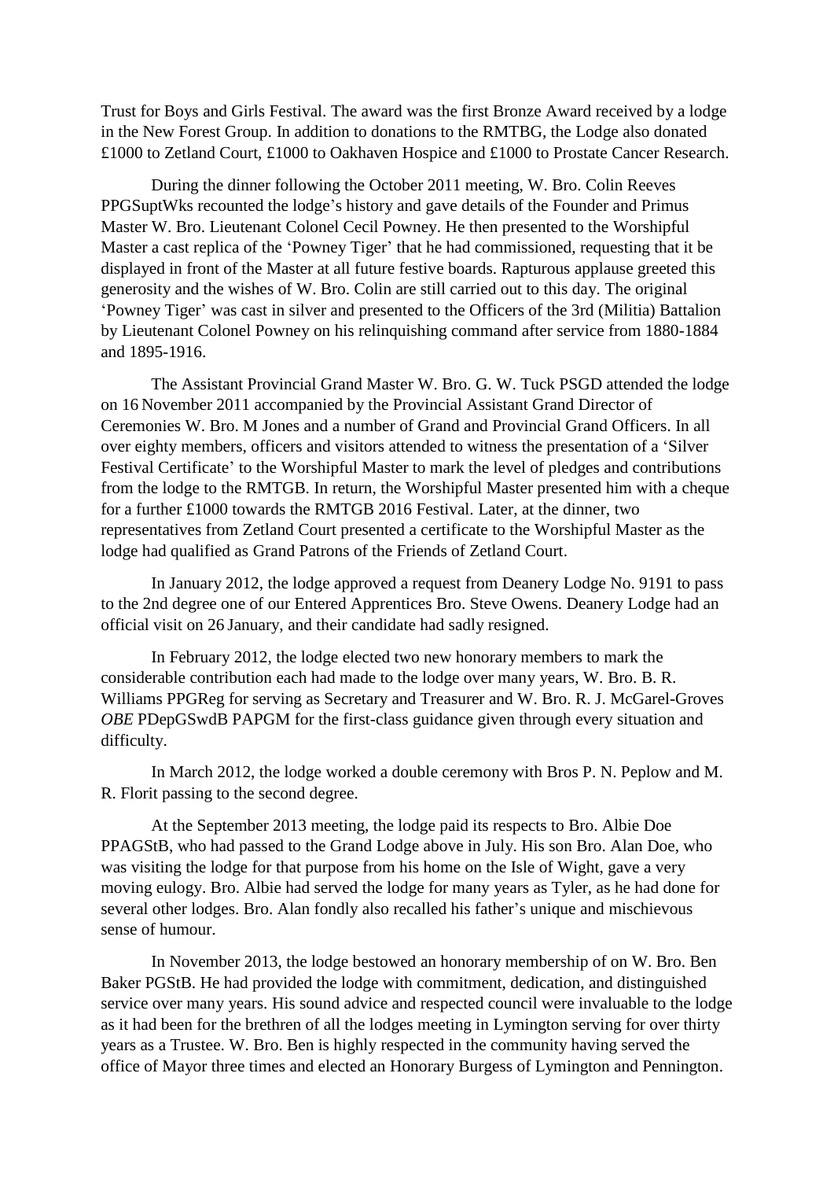Trust for Boys and Girls Festival. The award was the first Bronze Award received by a lodge in the New Forest Group. In addition to donations to the RMTBG, the Lodge also donated £1000 to Zetland Court, £1000 to Oakhaven Hospice and £1000 to Prostate Cancer Research.

During the dinner following the October 2011 meeting, W. Bro. Colin Reeves PPGSuptWks recounted the lodge's history and gave details of the Founder and Primus Master W. Bro. Lieutenant Colonel Cecil Powney. He then presented to the Worshipful Master a cast replica of the 'Powney Tiger' that he had commissioned, requesting that it be displayed in front of the Master at all future festive boards. Rapturous applause greeted this generosity and the wishes of W. Bro. Colin are still carried out to this day. The original 'Powney Tiger' was cast in silver and presented to the Officers of the 3rd (Militia) Battalion by Lieutenant Colonel Powney on his relinquishing command after service from 1880-1884 and 1895-1916.

The Assistant Provincial Grand Master W. Bro. G. W. Tuck PSGD attended the lodge on 16 November 2011 accompanied by the Provincial Assistant Grand Director of Ceremonies W. Bro. M Jones and a number of Grand and Provincial Grand Officers. In all over eighty members, officers and visitors attended to witness the presentation of a 'Silver Festival Certificate' to the Worshipful Master to mark the level of pledges and contributions from the lodge to the RMTGB. In return, the Worshipful Master presented him with a cheque for a further £1000 towards the RMTGB 2016 Festival. Later, at the dinner, two representatives from Zetland Court presented a certificate to the Worshipful Master as the lodge had qualified as Grand Patrons of the Friends of Zetland Court.

In January 2012, the lodge approved a request from Deanery Lodge No. 9191 to pass to the 2nd degree one of our Entered Apprentices Bro. Steve Owens. Deanery Lodge had an official visit on 26 January, and their candidate had sadly resigned.

In February 2012, the lodge elected two new honorary members to mark the considerable contribution each had made to the lodge over many years, W. Bro. B. R. Williams PPGReg for serving as Secretary and Treasurer and W. Bro. R. J. McGarel-Groves *OBE* PDepGSwdB PAPGM for the first-class guidance given through every situation and difficulty.

In March 2012, the lodge worked a double ceremony with Bros P. N. Peplow and M. R. Florit passing to the second degree.

At the September 2013 meeting, the lodge paid its respects to Bro. Albie Doe PPAGStB, who had passed to the Grand Lodge above in July. His son Bro. Alan Doe, who was visiting the lodge for that purpose from his home on the Isle of Wight, gave a very moving eulogy. Bro. Albie had served the lodge for many years as Tyler, as he had done for several other lodges. Bro. Alan fondly also recalled his father's unique and mischievous sense of humour.

In November 2013, the lodge bestowed an honorary membership of on W. Bro. Ben Baker PGStB. He had provided the lodge with commitment, dedication, and distinguished service over many years. His sound advice and respected council were invaluable to the lodge as it had been for the brethren of all the lodges meeting in Lymington serving for over thirty years as a Trustee. W. Bro. Ben is highly respected in the community having served the office of Mayor three times and elected an Honorary Burgess of Lymington and Pennington.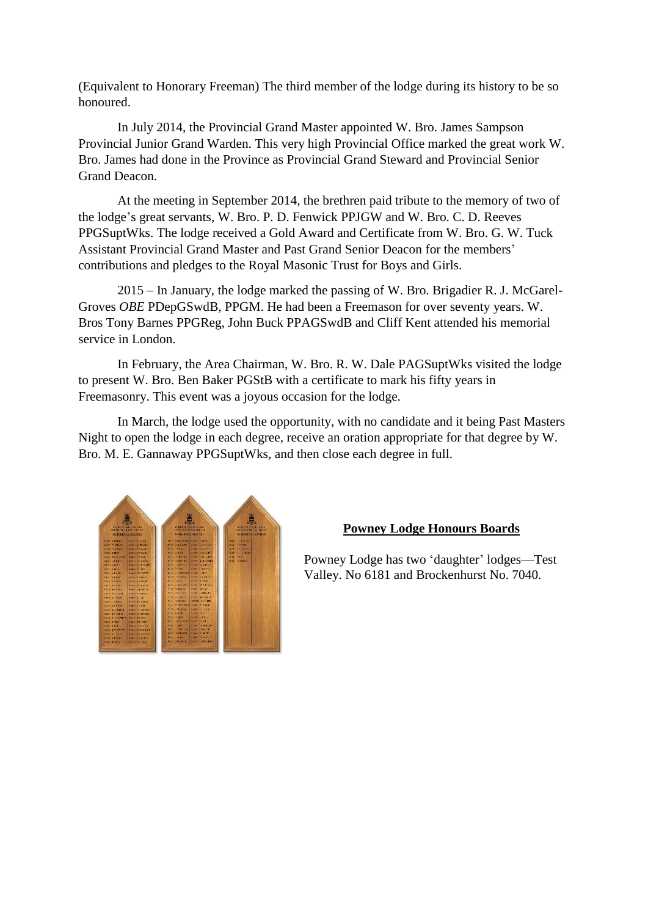(Equivalent to Honorary Freeman) The third member of the lodge during its history to be so honoured.

In July 2014, the Provincial Grand Master appointed W. Bro. James Sampson Provincial Junior Grand Warden. This very high Provincial Office marked the great work W. Bro. James had done in the Province as Provincial Grand Steward and Provincial Senior Grand Deacon.

At the meeting in September 2014, the brethren paid tribute to the memory of two of the lodge's great servants, W. Bro. P. D. Fenwick PPJGW and W. Bro. C. D. Reeves PPGSuptWks. The lodge received a Gold Award and Certificate from W. Bro. G. W. Tuck Assistant Provincial Grand Master and Past Grand Senior Deacon for the members' contributions and pledges to the Royal Masonic Trust for Boys and Girls.

2015 – In January, the lodge marked the passing of W. Bro. Brigadier R. J. McGarel-Groves *OBE* PDepGSwdB, PPGM. He had been a Freemason for over seventy years. W. Bros Tony Barnes PPGReg, John Buck PPAGSwdB and Cliff Kent attended his memorial service in London.

In February, the Area Chairman, W. Bro. R. W. Dale PAGSuptWks visited the lodge to present W. Bro. Ben Baker PGStB with a certificate to mark his fifty years in Freemasonry. This event was a joyous occasion for the lodge.

In March, the lodge used the opportunity, with no candidate and it being Past Masters Night to open the lodge in each degree, receive an oration appropriate for that degree by W. Bro. M. E. Gannaway PPGSuptWks, and then close each degree in full.

**Powney Lodge Honours Boards**

Powney Lodge has two 'daughter' lodges—Test Valley. No 6181 and Brockenhurst No. 7040.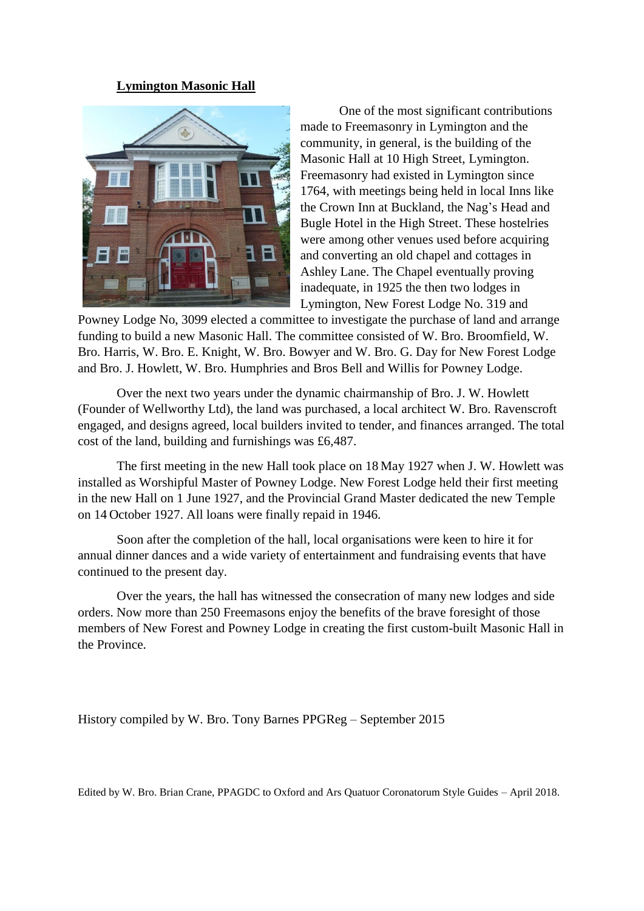**Lymington Masonic Hall**

One of the most significant contributions made to Freemasonry in Lymington and the community, in general, is the building of the Masonic Hall at 10 High Street, Lymington. Freemasonry had existed in Lymington since 1764, with meetings being held in local Inns like the Crown Inn at Buckland, the Nag's Head and Bugle Hotel in the High Street. These hostelries were among other venues used before acquiring and converting an old chapel and cottages in Ashley Lane. The Chapel eventually proving inadequate, in 1925 the then two lodges in Lymington, New Forest Lodge No. 319 and Powney Lodge No, 3099 elected a committee to investigate the purchase of land and arrange funding to build a new Masonic Hall. The committee consisted of W. Bro. Broomfield, W. Bro. Harris, W. Bro. E. Knight, W. Bro. Bowyer and W. Bro. G. Day for New Forest Lodge and Bro. J. Howlett, W. Bro. Humphries and Bros Bell and Willis for Powney Lodge.

Over the next two years under the dynamic chairmanship of Bro. J. W. Howlett (Founder of Wellworthy Ltd), the land was purchased, a local architect W. Bro. Ravenscroft engaged, and designs agreed, local builders invited to tender, and finances arranged. The total cost of the land, building and furnishings was £6,487.

The first meeting in the new Hall took place on 18 May 1927 when J. W. Howlett was installed as Worshipful Master of Powney Lodge. New Forest Lodge held their first meeting in the new Hall on 1 June 1927, and the Provincial Grand Master dedicated the new Temple on 14 October 1927. All loans were finally repaid in 1946.

Soon after the completion of the hall, local organisations were keen to hire it for annual dinner dances and a wide variety of entertainment and fundraising events that have continued to the present day.

Over the years, the hall has witnessed the consecration of many new lodges and side orders. Now more than 250 Freemasons enjoy the benefits of the brave foresight of those members of New Forest and Powney Lodge in creating the first custom-built Masonic Hall in the Province.

History compiled by W. Bro. Tony Barnes PPGReg – September 2015

Edited by W. Bro. Brian Crane, PPAGDC to Oxford and Ars Quatuor Coronatorum Style Guides – April 2018.